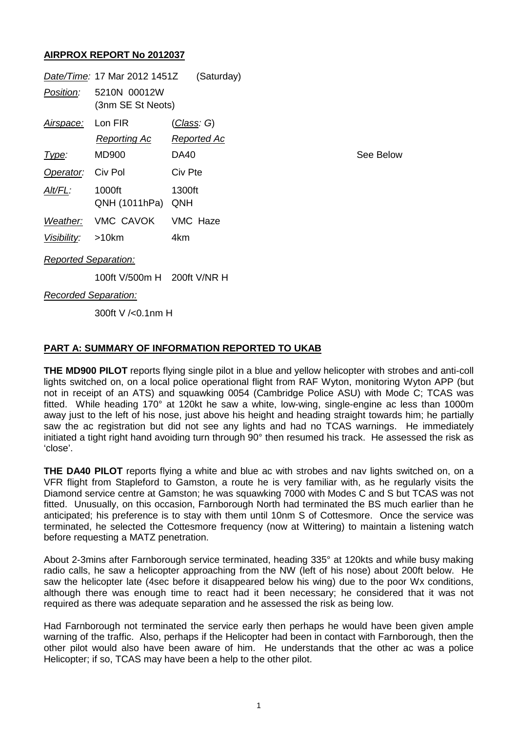**AIRPROX REPORT No 2012037**

| | | | |
|---|---|---|---|
| *Date/Time:* | 17 Mar 2012 1451Z | (Saturday) | |
| *Position:* | 5210N 00012W (3nm SE St Neots) | | |
| *Airspace:* | Lon FIR | (*Class*: G) | |
| | *Reporting Ac* | *Reported Ac* | |
| *Type:* | MD900 | DA40 | See Below |
| *Operator:* | Civ Pol | Civ Pte | |
| *Alt/FL:* | 1000ft QNH (1011hPa) | 1300ft QNH | |
| *Weather:* | VMC CAVOK | VMC Haze | |
| *Visibility:* | >10km | 4km | |

*Reported Separation:*

100ft V/500m H    200ft V/NR H

*Recorded Separation:*

300ft V /<0.1nm H

**PART A: SUMMARY OF INFORMATION REPORTED TO UKAB**

**THE MD900 PILOT** reports flying single pilot in a blue and yellow helicopter with strobes and anti-coll lights switched on, on a local police operational flight from RAF Wyton, monitoring Wyton APP (but not in receipt of an ATS) and squawking 0054 (Cambridge Police ASU) with Mode C; TCAS was fitted. While heading 170° at 120kt he saw a white, low-wing, single-engine ac less than 1000m away just to the left of his nose, just above his height and heading straight towards him; he partially saw the ac registration but did not see any lights and had no TCAS warnings. He immediately initiated a tight right hand avoiding turn through 90° then resumed his track. He assessed the risk as 'close'.

**THE DA40 PILOT** reports flying a white and blue ac with strobes and nav lights switched on, on a VFR flight from Stapleford to Gamston, a route he is very familiar with, as he regularly visits the Diamond service centre at Gamston; he was squawking 7000 with Modes C and S but TCAS was not fitted. Unusually, on this occasion, Farnborough North had terminated the BS much earlier than he anticipated; his preference is to stay with them until 10nm S of Cottesmore. Once the service was terminated, he selected the Cottesmore frequency (now at Wittering) to maintain a listening watch before requesting a MATZ penetration.

About 2-3mins after Farnborough service terminated, heading 335° at 120kts and while busy making radio calls, he saw a helicopter approaching from the NW (left of his nose) about 200ft below. He saw the helicopter late (4sec before it disappeared below his wing) due to the poor Wx conditions, although there was enough time to react had it been necessary; he considered that it was not required as there was adequate separation and he assessed the risk as being low.

Had Farnborough not terminated the service early then perhaps he would have been given ample warning of the traffic. Also, perhaps if the Helicopter had been in contact with Farnborough, then the other pilot would also have been aware of him. He understands that the other ac was a police Helicopter; if so, TCAS may have been a help to the other pilot.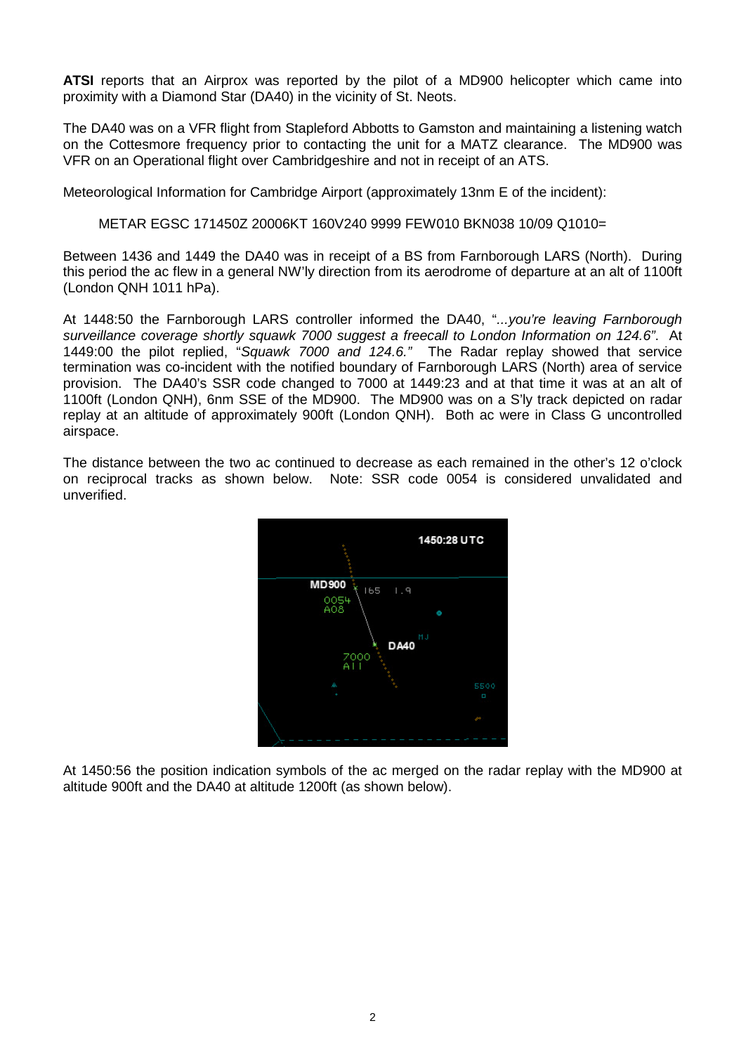**ATSI** reports that an Airprox was reported by the pilot of a MD900 helicopter which came into proximity with a Diamond Star (DA40) in the vicinity of St. Neots.

The DA40 was on a VFR flight from Stapleford Abbotts to Gamston and maintaining a listening watch on the Cottesmore frequency prior to contacting the unit for a MATZ clearance. The MD900 was VFR on an Operational flight over Cambridgeshire and not in receipt of an ATS.

Meteorological Information for Cambridge Airport (approximately 13nm E of the incident):

METAR EGSC 171450Z 20006KT 160V240 9999 FEW010 BKN038 10/09 Q1010=

Between 1436 and 1449 the DA40 was in receipt of a BS from Farnborough LARS (North). During this period the ac flew in a general NW'ly direction from its aerodrome of departure at an alt of 1100ft (London QNH 1011 hPa).

At 1448:50 the Farnborough LARS controller informed the DA40, "*...you're leaving Farnborough surveillance coverage shortly squawk 7000 suggest a freecall to London Information on 124.6*". At 1449:00 the pilot replied, "*Squawk 7000 and 124.6.*" The Radar replay showed that service termination was co-incident with the notified boundary of Farnborough LARS (North) area of service provision. The DA40's SSR code changed to 7000 at 1449:23 and at that time it was at an alt of 1100ft (London QNH), 6nm SSE of the MD900. The MD900 was on a S'ly track depicted on radar replay at an altitude of approximately 900ft (London QNH). Both ac were in Class G uncontrolled airspace.

The distance between the two ac continued to decrease as each remained in the other's 12 o'clock on reciprocal tracks as shown below. Note: SSR code 0054 is considered unvalidated and unverified.

1450:28 UTC
MD900
0054
A08
165 1.9
DA40
7000
A11
5500

At 1450:56 the position indication symbols of the ac merged on the radar replay with the MD900 at altitude 900ft and the DA40 at altitude 1200ft (as shown below).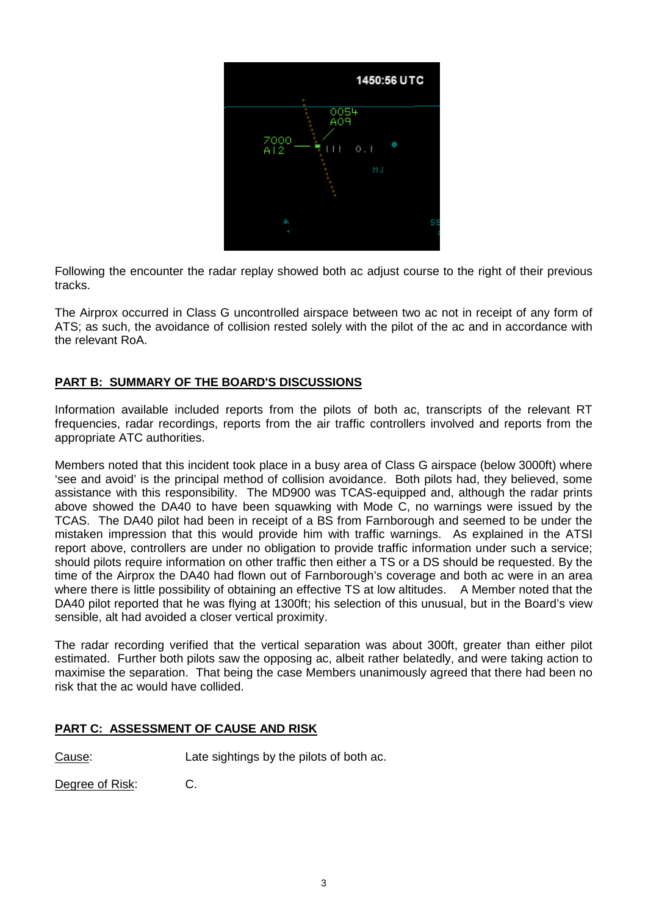Following the encounter the radar replay showed both ac adjust course to the right of their previous tracks.

The Airprox occurred in Class G uncontrolled airspace between two ac not in receipt of any form of ATS; as such, the avoidance of collision rested solely with the pilot of the ac and in accordance with the relevant RoA.

## PART B: SUMMARY OF THE BOARD'S DISCUSSIONS

Information available included reports from the pilots of both ac, transcripts of the relevant RT frequencies, radar recordings, reports from the air traffic controllers involved and reports from the appropriate ATC authorities.

Members noted that this incident took place in a busy area of Class G airspace (below 3000ft) where 'see and avoid' is the principal method of collision avoidance. Both pilots had, they believed, some assistance with this responsibility. The MD900 was TCAS-equipped and, although the radar prints above showed the DA40 to have been squawking with Mode C, no warnings were issued by the TCAS. The DA40 pilot had been in receipt of a BS from Farnborough and seemed to be under the mistaken impression that this would provide him with traffic warnings. As explained in the ATSI report above, controllers are under no obligation to provide traffic information under such a service; should pilots require information on other traffic then either a TS or a DS should be requested. By the time of the Airprox the DA40 had flown out of Farnborough's coverage and both ac were in an area where there is little possibility of obtaining an effective TS at low altitudes. A Member noted that the DA40 pilot reported that he was flying at 1300ft; his selection of this unusual, but in the Board's view sensible, alt had avoided a closer vertical proximity.

The radar recording verified that the vertical separation was about 300ft, greater than either pilot estimated. Further both pilots saw the opposing ac, albeit rather belatedly, and were taking action to maximise the separation. That being the case Members unanimously agreed that there had been no risk that the ac would have collided.

## PART C: ASSESSMENT OF CAUSE AND RISK

Cause: Late sightings by the pilots of both ac.

Degree of Risk: C.